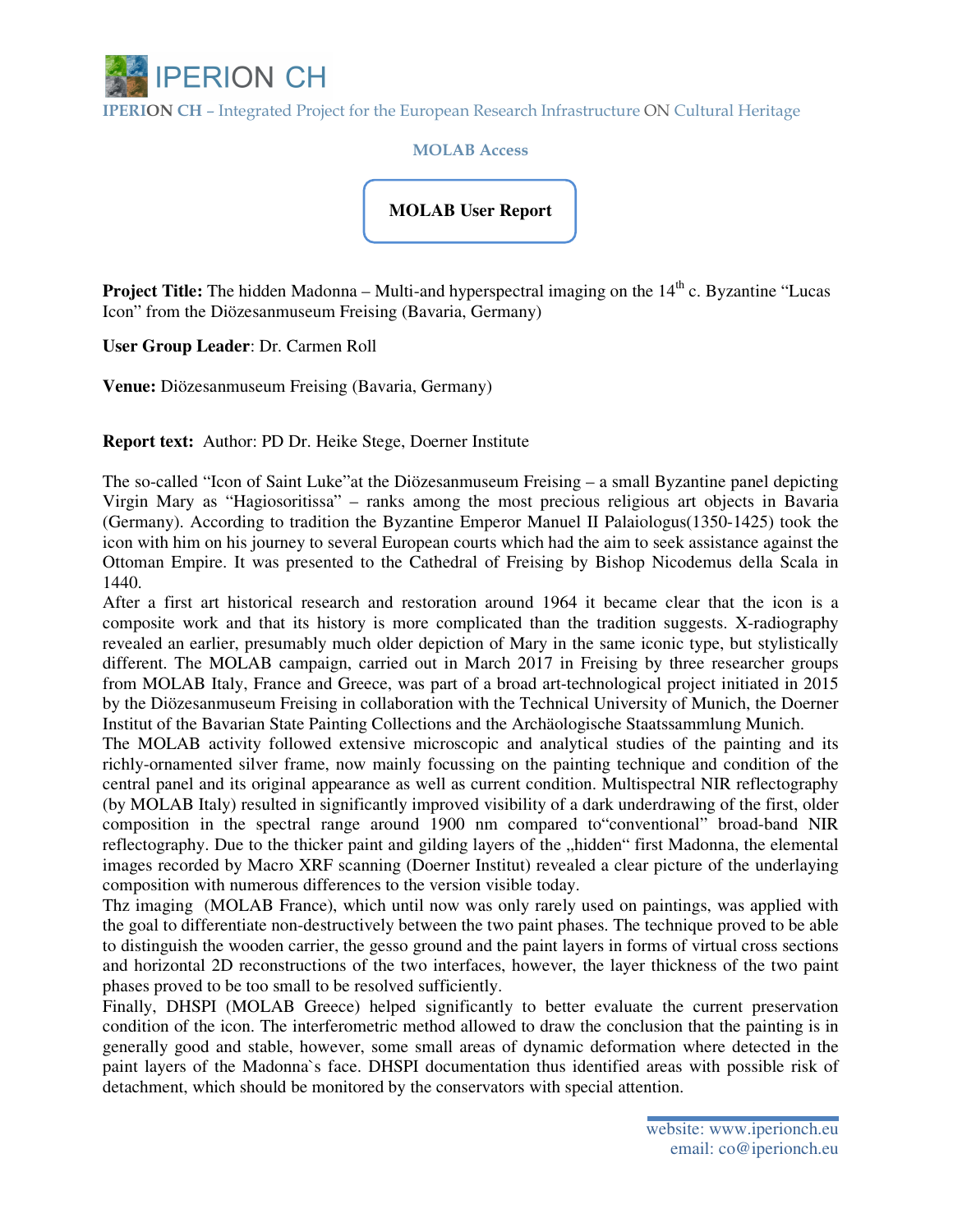# IPERION CH

**IPERION CH** – Integrated Project for the European Research Infrastructure ON Cultural Heritage

**MOLAB Access**

**MOLAB User Report**

**Project Title:** The hidden Madonna – Multi-and hyperspectral imaging on the 14th c. Byzantine "Lucas Icon" from the Diözesanmuseum Freising (Bavaria, Germany)

**User Group Leader**: Dr. Carmen Roll

**Venue:** Diözesanmuseum Freising (Bavaria, Germany)

**Report text:** Author: PD Dr. Heike Stege, Doerner Institute

The so-called "Icon of Saint Luke"at the Diözesanmuseum Freising – a small Byzantine panel depicting Virgin Mary as "Hagiosoritissa" – ranks among the most precious religious art objects in Bavaria (Germany). According to tradition the Byzantine Emperor Manuel II Palaiologus(1350-1425) took the icon with him on his journey to several European courts which had the aim to seek assistance against the Ottoman Empire. It was presented to the Cathedral of Freising by Bishop Nicodemus della Scala in 1440.

After a first art historical research and restoration around 1964 it became clear that the icon is a composite work and that its history is more complicated than the tradition suggests. X-radiography revealed an earlier, presumably much older depiction of Mary in the same iconic type, but stylistically different. The MOLAB campaign, carried out in March 2017 in Freising by three researcher groups from MOLAB Italy, France and Greece, was part of a broad art-technological project initiated in 2015 by the Diözesanmuseum Freising in collaboration with the Technical University of Munich, the Doerner Institut of the Bavarian State Painting Collections and the Archäologische Staatssammlung Munich.

The MOLAB activity followed extensive microscopic and analytical studies of the painting and its richly-ornamented silver frame, now mainly focussing on the painting technique and condition of the central panel and its original appearance as well as current condition. Multispectral NIR reflectography (by MOLAB Italy) resulted in significantly improved visibility of a dark underdrawing of the first, older composition in the spectral range around 1900 nm compared to"conventional" broad-band NIR reflectography. Due to the thicker paint and gilding layers of the „hidden" first Madonna, the elemental images recorded by Macro XRF scanning (Doerner Institut) revealed a clear picture of the underlaying composition with numerous differences to the version visible today.

Thz imaging (MOLAB France), which until now was only rarely used on paintings, was applied with the goal to differentiate non-destructively between the two paint phases. The technique proved to be able to distinguish the wooden carrier, the gesso ground and the paint layers in forms of virtual cross sections and horizontal 2D reconstructions of the two interfaces, however, the layer thickness of the two paint phases proved to be too small to be resolved sufficiently.

Finally, DHSPI (MOLAB Greece) helped significantly to better evaluate the current preservation condition of the icon. The interferometric method allowed to draw the conclusion that the painting is in generally good and stable, however, some small areas of dynamic deformation where detected in the paint layers of the Madonna`s face. DHSPI documentation thus identified areas with possible risk of detachment, which should be monitored by the conservators with special attention.

website: www.iperionch.eu
email: co@iperionch.eu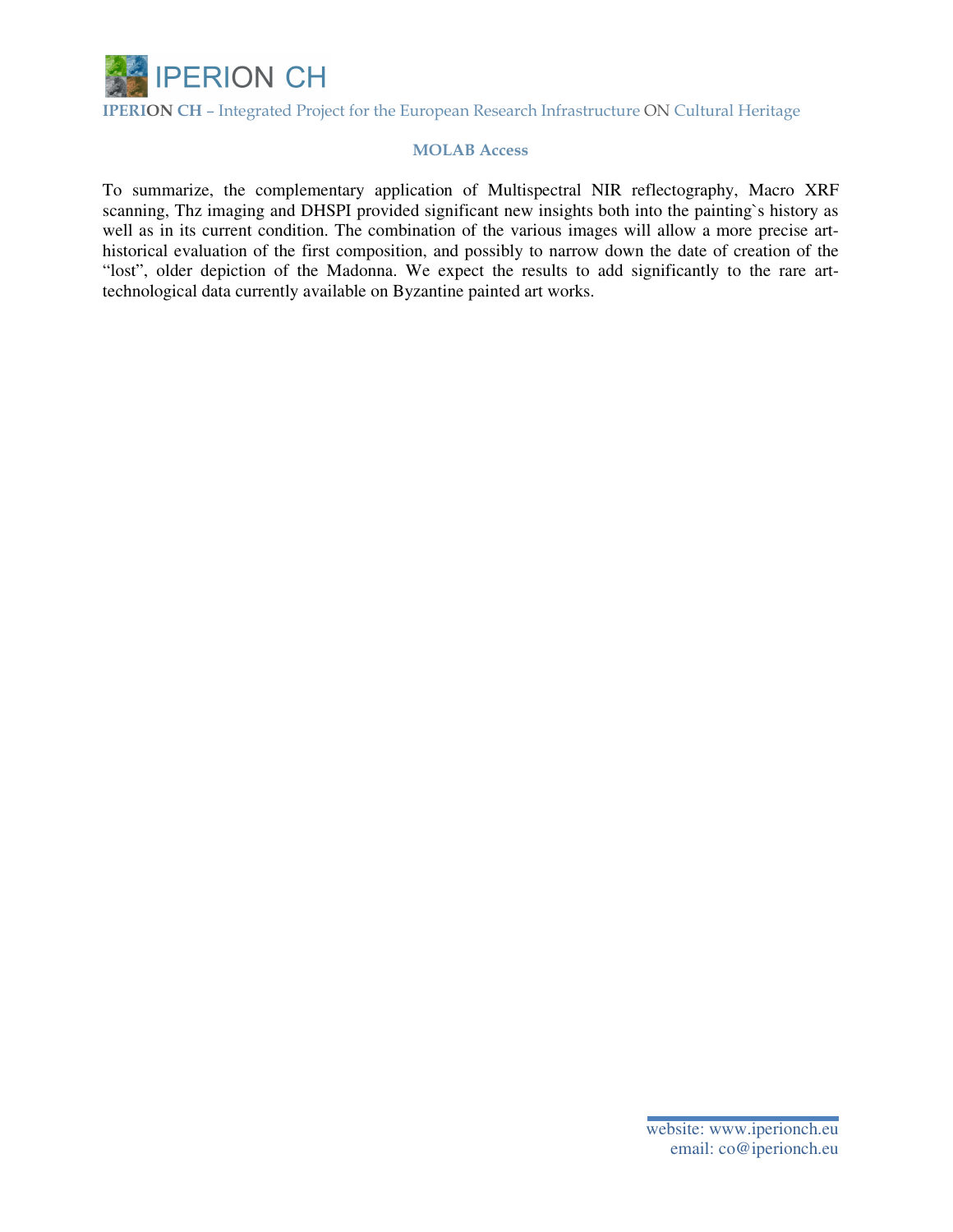To summarize, the complementary application of Multispectral NIR reflectography, Macro XRF scanning, Thz imaging and DHSPI provided significant new insights both into the painting`s history as well as in its current condition. The combination of the various images will allow a more precise art-historical evaluation of the first composition, and possibly to narrow down the date of creation of the "lost", older depiction of the Madonna. We expect the results to add significantly to the rare art-technological data currently available on Byzantine painted art works.